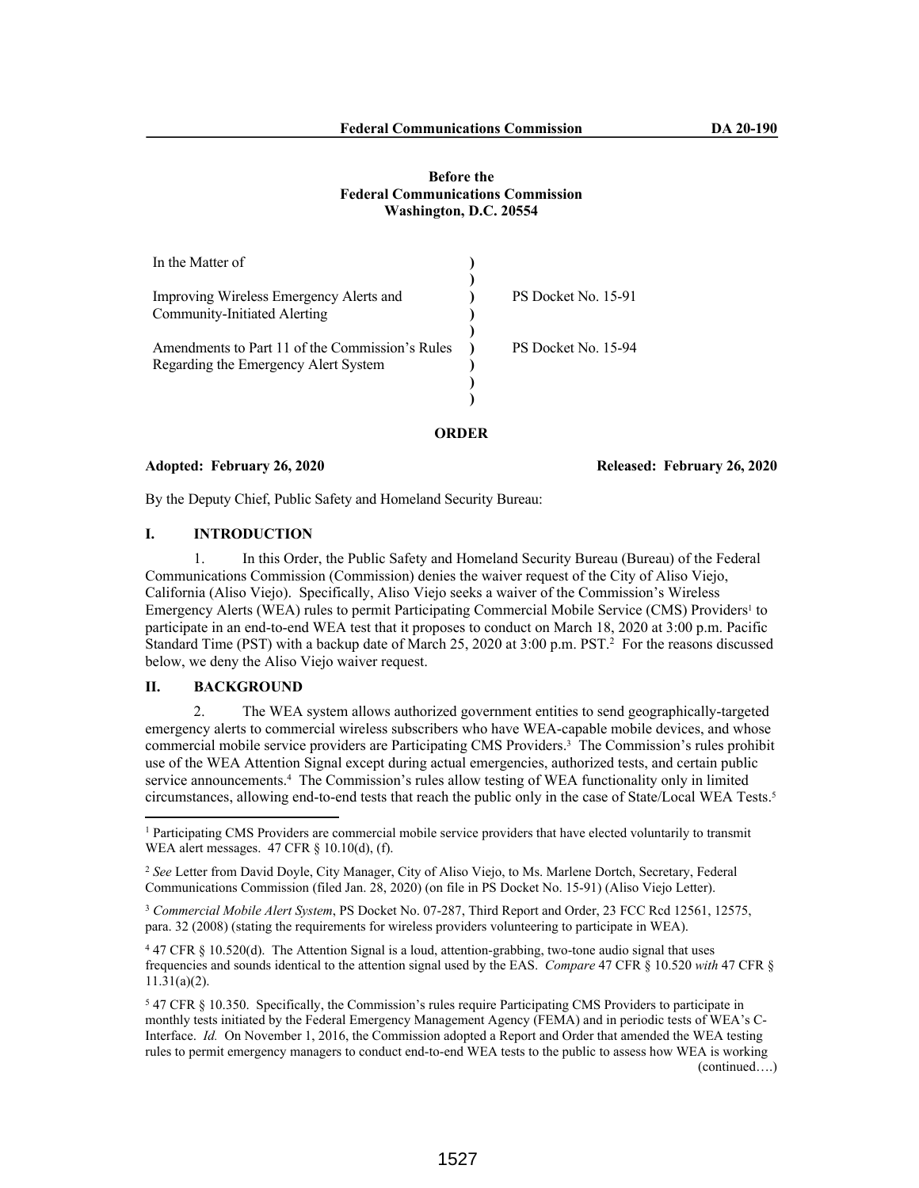**Before the**
**Federal Communications Commission**
**Washington, D.C. 20554**

| | | |
|---|---|---|
| In the Matter of | ) | |
| | ) | |
| Improving Wireless Emergency Alerts and Community-Initiated Alerting | ) | PS Docket No. 15-91 |
| | ) | |
| Amendments to Part 11 of the Commission's Rules Regarding the Emergency Alert System | ) | PS Docket No. 15-94 |
| | ) | |

**ORDER**

**Adopted: February 26, 2020** **Released: February 26, 2020**

By the Deputy Chief, Public Safety and Homeland Security Bureau:

## I. INTRODUCTION

1. In this Order, the Public Safety and Homeland Security Bureau (Bureau) of the Federal Communications Commission (Commission) denies the waiver request of the City of Aliso Viejo, California (Aliso Viejo). Specifically, Aliso Viejo seeks a waiver of the Commission's Wireless Emergency Alerts (WEA) rules to permit Participating Commercial Mobile Service (CMS) Providers[1] to participate in an end-to-end WEA test that it proposes to conduct on March 18, 2020 at 3:00 p.m. Pacific Standard Time (PST) with a backup date of March 25, 2020 at 3:00 p.m. PST.[2] For the reasons discussed below, we deny the Aliso Viejo waiver request.

## II. BACKGROUND

2. The WEA system allows authorized government entities to send geographically-targeted emergency alerts to commercial wireless subscribers who have WEA-capable mobile devices, and whose commercial mobile service providers are Participating CMS Providers.[3] The Commission's rules prohibit use of the WEA Attention Signal except during actual emergencies, authorized tests, and certain public service announcements.[4] The Commission's rules allow testing of WEA functionality only in limited circumstances, allowing end-to-end tests that reach the public only in the case of State/Local WEA Tests.[5]

---

[1] Participating CMS Providers are commercial mobile service providers that have elected voluntarily to transmit WEA alert messages. 47 CFR § 10.10(d), (f).

[2] *See* Letter from David Doyle, City Manager, City of Aliso Viejo, to Ms. Marlene Dortch, Secretary, Federal Communications Commission (filed Jan. 28, 2020) (on file in PS Docket No. 15-91) (Aliso Viejo Letter).

[3] *Commercial Mobile Alert System*, PS Docket No. 07-287, Third Report and Order, 23 FCC Rcd 12561, 12575, para. 32 (2008) (stating the requirements for wireless providers volunteering to participate in WEA).

[4] 47 CFR § 10.520(d). The Attention Signal is a loud, attention-grabbing, two-tone audio signal that uses frequencies and sounds identical to the attention signal used by the EAS. *Compare* 47 CFR § 10.520 *with* 47 CFR § 11.31(a)(2).

[5] 47 CFR § 10.350. Specifically, the Commission's rules require Participating CMS Providers to participate in monthly tests initiated by the Federal Emergency Management Agency (FEMA) and in periodic tests of WEA's C-Interface. *Id.* On November 1, 2016, the Commission adopted a Report and Order that amended the WEA testing rules to permit emergency managers to conduct end-to-end WEA tests to the public to assess how WEA is working (continued….)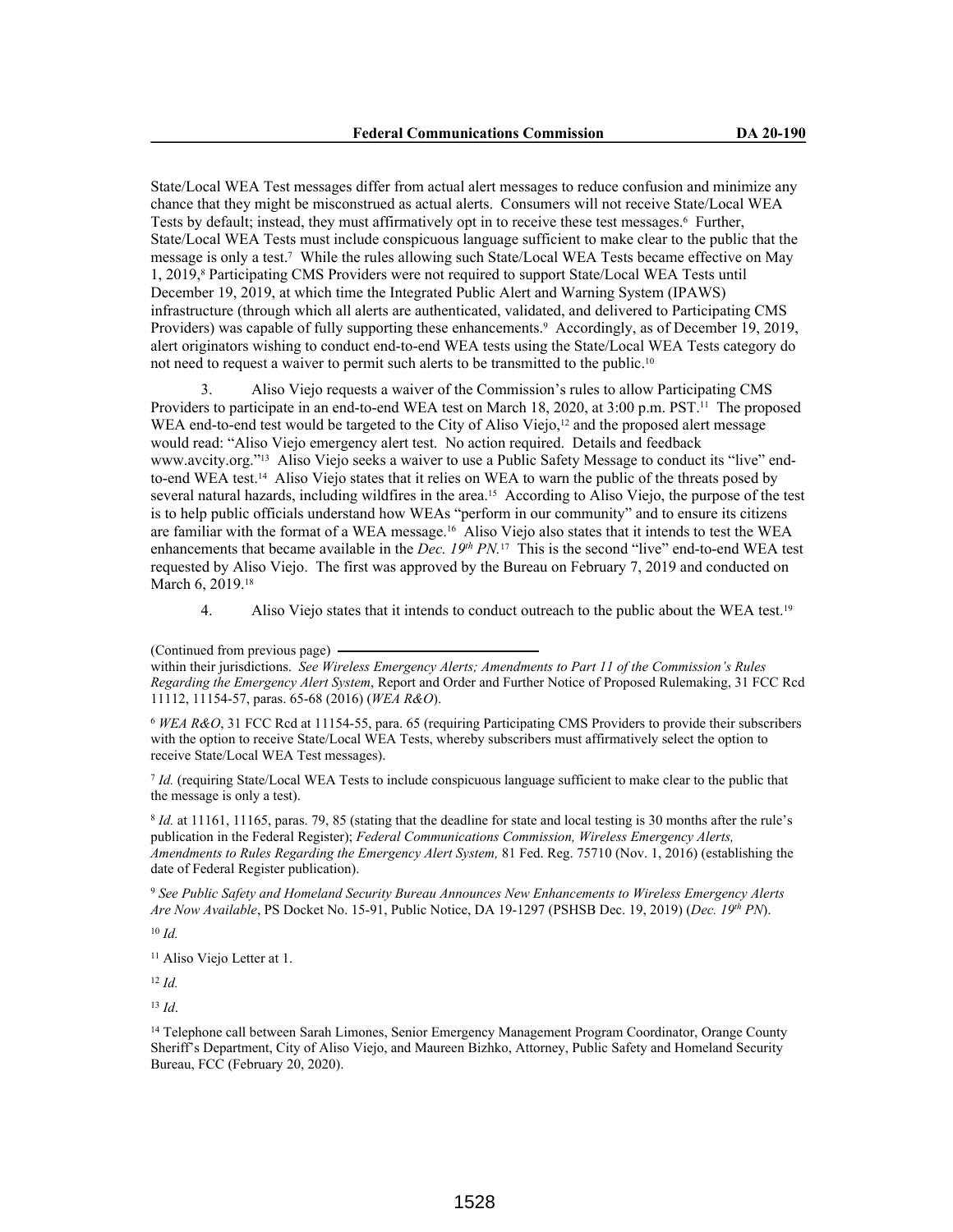State/Local WEA Test messages differ from actual alert messages to reduce confusion and minimize any chance that they might be misconstrued as actual alerts. Consumers will not receive State/Local WEA Tests by default; instead, they must affirmatively opt in to receive these test messages.[6] Further, State/Local WEA Tests must include conspicuous language sufficient to make clear to the public that the message is only a test.[7] While the rules allowing such State/Local WEA Tests became effective on May 1, 2019,[8] Participating CMS Providers were not required to support State/Local WEA Tests until December 19, 2019, at which time the Integrated Public Alert and Warning System (IPAWS) infrastructure (through which all alerts are authenticated, validated, and delivered to Participating CMS Providers) was capable of fully supporting these enhancements.[9] Accordingly, as of December 19, 2019, alert originators wishing to conduct end-to-end WEA tests using the State/Local WEA Tests category do not need to request a waiver to permit such alerts to be transmitted to the public.[10]

3. Aliso Viejo requests a waiver of the Commission's rules to allow Participating CMS Providers to participate in an end-to-end WEA test on March 18, 2020, at 3:00 p.m. PST.[11] The proposed WEA end-to-end test would be targeted to the City of Aliso Viejo,[12] and the proposed alert message would read: "Aliso Viejo emergency alert test. No action required. Details and feedback www.avcity.org."[13] Aliso Viejo seeks a waiver to use a Public Safety Message to conduct its "live" end-to-end WEA test.[14] Aliso Viejo states that it relies on WEA to warn the public of the threats posed by several natural hazards, including wildfires in the area.[15] According to Aliso Viejo, the purpose of the test is to help public officials understand how WEAs "perform in our community" and to ensure its citizens are familiar with the format of a WEA message.[16] Aliso Viejo also states that it intends to test the WEA enhancements that became available in the *Dec. 19th PN*.[17] This is the second "live" end-to-end WEA test requested by Aliso Viejo. The first was approved by the Bureau on February 7, 2019 and conducted on March 6, 2019.[18]

4. Aliso Viejo states that it intends to conduct outreach to the public about the WEA test.[19]

(Continued from previous page)

within their jurisdictions. *See Wireless Emergency Alerts; Amendments to Part 11 of the Commission's Rules Regarding the Emergency Alert System*, Report and Order and Further Notice of Proposed Rulemaking, 31 FCC Rcd 11112, 11154-57, paras. 65-68 (2016) (*WEA R&O*).

[6] *WEA R&O*, 31 FCC Rcd at 11154-55, para. 65 (requiring Participating CMS Providers to provide their subscribers with the option to receive State/Local WEA Tests, whereby subscribers must affirmatively select the option to receive State/Local WEA Test messages).

[7] *Id.* (requiring State/Local WEA Tests to include conspicuous language sufficient to make clear to the public that the message is only a test).

[8] *Id.* at 11161, 11165, paras. 79, 85 (stating that the deadline for state and local testing is 30 months after the rule's publication in the Federal Register); *Federal Communications Commission, Wireless Emergency Alerts, Amendments to Rules Regarding the Emergency Alert System,* 81 Fed. Reg. 75710 (Nov. 1, 2016) (establishing the date of Federal Register publication).

[9] *See Public Safety and Homeland Security Bureau Announces New Enhancements to Wireless Emergency Alerts Are Now Available*, PS Docket No. 15-91, Public Notice, DA 19-1297 (PSHSB Dec. 19, 2019) (*Dec. 19th PN*).

[10] *Id.*

[11] Aliso Viejo Letter at 1.

[12] *Id.*

[13] *Id*.

[14] Telephone call between Sarah Limones, Senior Emergency Management Program Coordinator, Orange County Sheriff's Department, City of Aliso Viejo, and Maureen Bizhko, Attorney, Public Safety and Homeland Security Bureau, FCC (February 20, 2020).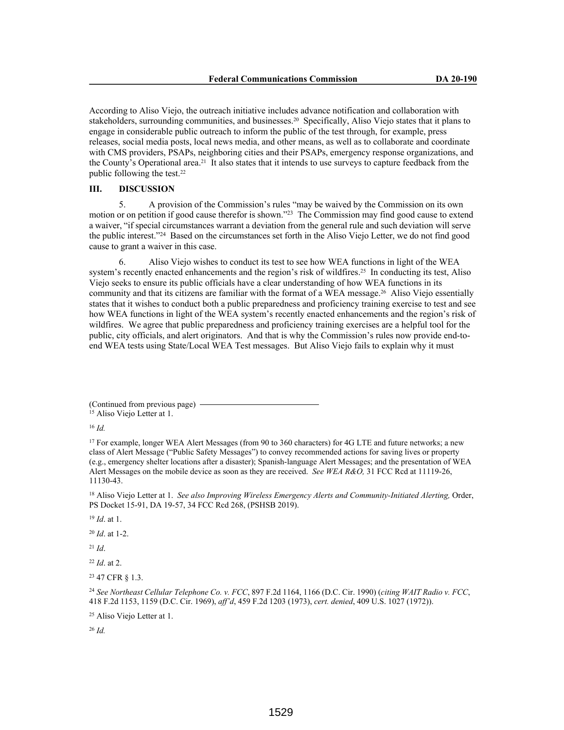According to Aliso Viejo, the outreach initiative includes advance notification and collaboration with stakeholders, surrounding communities, and businesses.[20] Specifically, Aliso Viejo states that it plans to engage in considerable public outreach to inform the public of the test through, for example, press releases, social media posts, local news media, and other means, as well as to collaborate and coordinate with CMS providers, PSAPs, neighboring cities and their PSAPs, emergency response organizations, and the County's Operational area.[21] It also states that it intends to use surveys to capture feedback from the public following the test.[22]

## III. DISCUSSION

5. A provision of the Commission's rules "may be waived by the Commission on its own motion or on petition if good cause therefor is shown."[23] The Commission may find good cause to extend a waiver, "if special circumstances warrant a deviation from the general rule and such deviation will serve the public interest."[24] Based on the circumstances set forth in the Aliso Viejo Letter, we do not find good cause to grant a waiver in this case.

6. Aliso Viejo wishes to conduct its test to see how WEA functions in light of the WEA system's recently enacted enhancements and the region's risk of wildfires.[25] In conducting its test, Aliso Viejo seeks to ensure its public officials have a clear understanding of how WEA functions in its community and that its citizens are familiar with the format of a WEA message.[26] Aliso Viejo essentially states that it wishes to conduct both a public preparedness and proficiency training exercise to test and see how WEA functions in light of the WEA system's recently enacted enhancements and the region's risk of wildfires. We agree that public preparedness and proficiency training exercises are a helpful tool for the public, city officials, and alert originators. And that is why the Commission's rules now provide end-to-end WEA tests using State/Local WEA Test messages. But Aliso Viejo fails to explain why it must

---

(Continued from previous page)

[15] Aliso Viejo Letter at 1.

[16] *Id.*

[17] For example, longer WEA Alert Messages (from 90 to 360 characters) for 4G LTE and future networks; a new class of Alert Message ("Public Safety Messages") to convey recommended actions for saving lives or property (e.g., emergency shelter locations after a disaster); Spanish-language Alert Messages; and the presentation of WEA Alert Messages on the mobile device as soon as they are received. *See WEA R&O,* 31 FCC Rcd at 11119-26, 11130-43.

[18] Aliso Viejo Letter at 1. *See also Improving Wireless Emergency Alerts and Community-Initiated Alerting,* Order, PS Docket 15-91, DA 19-57, 34 FCC Rcd 268, (PSHSB 2019).

[19] *Id*. at 1.

[20] *Id*. at 1-2.

[21] *Id*.

[22] *Id*. at 2.

[23] 47 CFR § 1.3.

[24] *See Northeast Cellular Telephone Co. v. FCC*, 897 F.2d 1164, 1166 (D.C. Cir. 1990) (*citing WAIT Radio v. FCC*, 418 F.2d 1153, 1159 (D.C. Cir. 1969), *aff'd*, 459 F.2d 1203 (1973), *cert. denied*, 409 U.S. 1027 (1972)).

[25] Aliso Viejo Letter at 1.

[26] *Id.*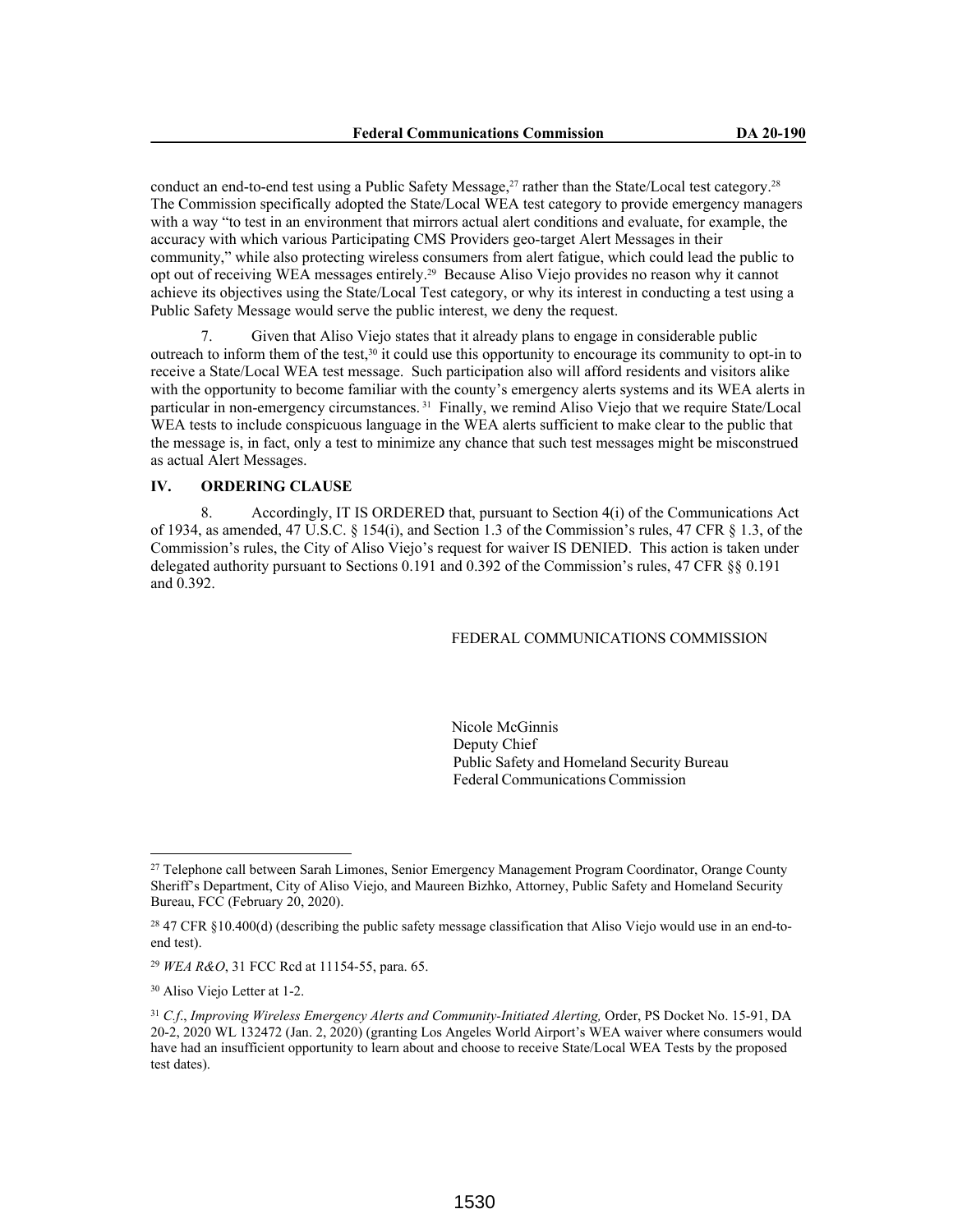conduct an end-to-end test using a Public Safety Message,[27] rather than the State/Local test category.[28] The Commission specifically adopted the State/Local WEA test category to provide emergency managers with a way "to test in an environment that mirrors actual alert conditions and evaluate, for example, the accuracy with which various Participating CMS Providers geo-target Alert Messages in their community," while also protecting wireless consumers from alert fatigue, which could lead the public to opt out of receiving WEA messages entirely.[29] Because Aliso Viejo provides no reason why it cannot achieve its objectives using the State/Local Test category, or why its interest in conducting a test using a Public Safety Message would serve the public interest, we deny the request.

7. Given that Aliso Viejo states that it already plans to engage in considerable public outreach to inform them of the test,[30] it could use this opportunity to encourage its community to opt-in to receive a State/Local WEA test message. Such participation also will afford residents and visitors alike with the opportunity to become familiar with the county's emergency alerts systems and its WEA alerts in particular in non-emergency circumstances.[31] Finally, we remind Aliso Viejo that we require State/Local WEA tests to include conspicuous language in the WEA alerts sufficient to make clear to the public that the message is, in fact, only a test to minimize any chance that such test messages might be misconstrued as actual Alert Messages.

## IV. ORDERING CLAUSE

8. Accordingly, IT IS ORDERED that, pursuant to Section 4(i) of the Communications Act of 1934, as amended, 47 U.S.C. § 154(i), and Section 1.3 of the Commission's rules, 47 CFR § 1.3, of the Commission's rules, the City of Aliso Viejo's request for waiver IS DENIED. This action is taken under delegated authority pursuant to Sections 0.191 and 0.392 of the Commission's rules, 47 CFR §§ 0.191 and 0.392.

FEDERAL COMMUNICATIONS COMMISSION

Nicole McGinnis
Deputy Chief
Public Safety and Homeland Security Bureau
Federal Communications Commission

---

[27] Telephone call between Sarah Limones, Senior Emergency Management Program Coordinator, Orange County Sheriff's Department, City of Aliso Viejo, and Maureen Bizhko, Attorney, Public Safety and Homeland Security Bureau, FCC (February 20, 2020).

[28] 47 CFR §10.400(d) (describing the public safety message classification that Aliso Viejo would use in an end-to-end test).

[29] *WEA R&O*, 31 FCC Rcd at 11154-55, para. 65.

[30] Aliso Viejo Letter at 1-2.

[31] *C.f.*, *Improving Wireless Emergency Alerts and Community-Initiated Alerting,* Order, PS Docket No. 15-91, DA 20-2, 2020 WL 132472 (Jan. 2, 2020) (granting Los Angeles World Airport's WEA waiver where consumers would have had an insufficient opportunity to learn about and choose to receive State/Local WEA Tests by the proposed test dates).